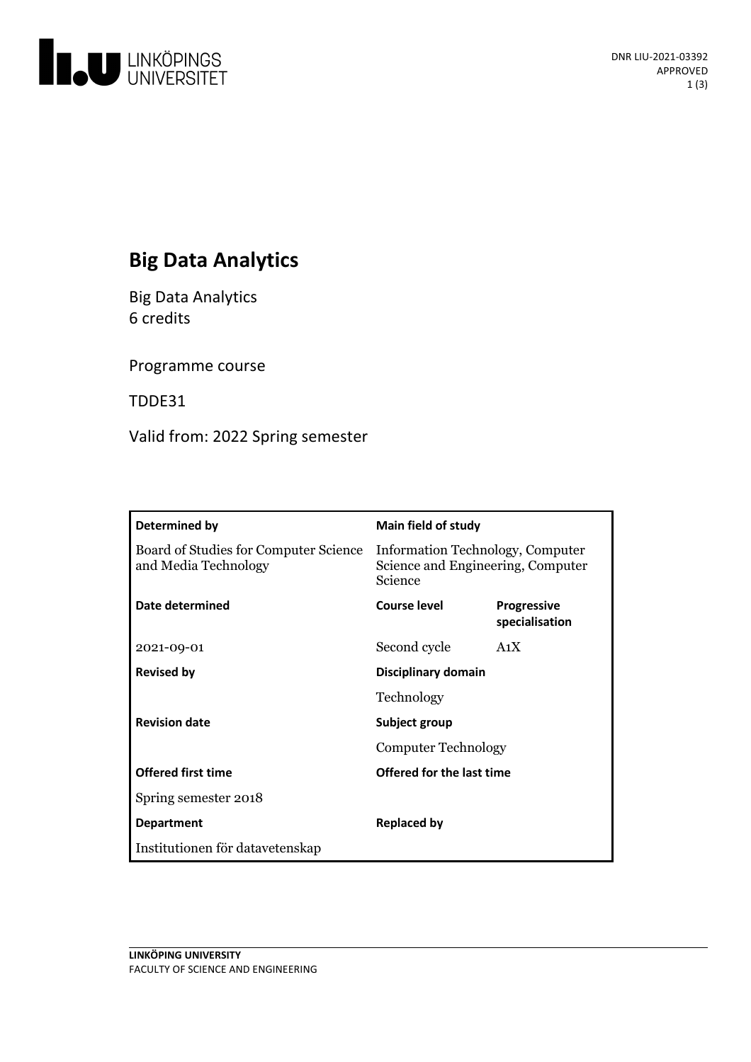LINKÖPINGS UNIVERSITET

DNR LIU-2021-03392
APPROVED

# Big Data Analytics

Big Data Analytics
6 credits

Programme course

TDDE31

Valid from: 2022 Spring semester

| **Determined by** | **Main field of study** | |
|---|---|---|
| Board of Studies for Computer Science and Media Technology | Information Technology, Computer Science and Engineering, Computer Science | |
| **Date determined** | **Course level** | **Progressive specialisation** |
| 2021-09-01 | Second cycle | A1X |
| **Revised by** | **Disciplinary domain** | |
| | Technology | |
| **Revision date** | **Subject group** | |
| | Computer Technology | |
| **Offered first time** | **Offered for the last time** | |
| Spring semester 2018 | | |
| **Department** | **Replaced by** | |
| Institutionen för datavetenskap | | |

**LINKÖPING UNIVERSITY**
FACULTY OF SCIENCE AND ENGINEERING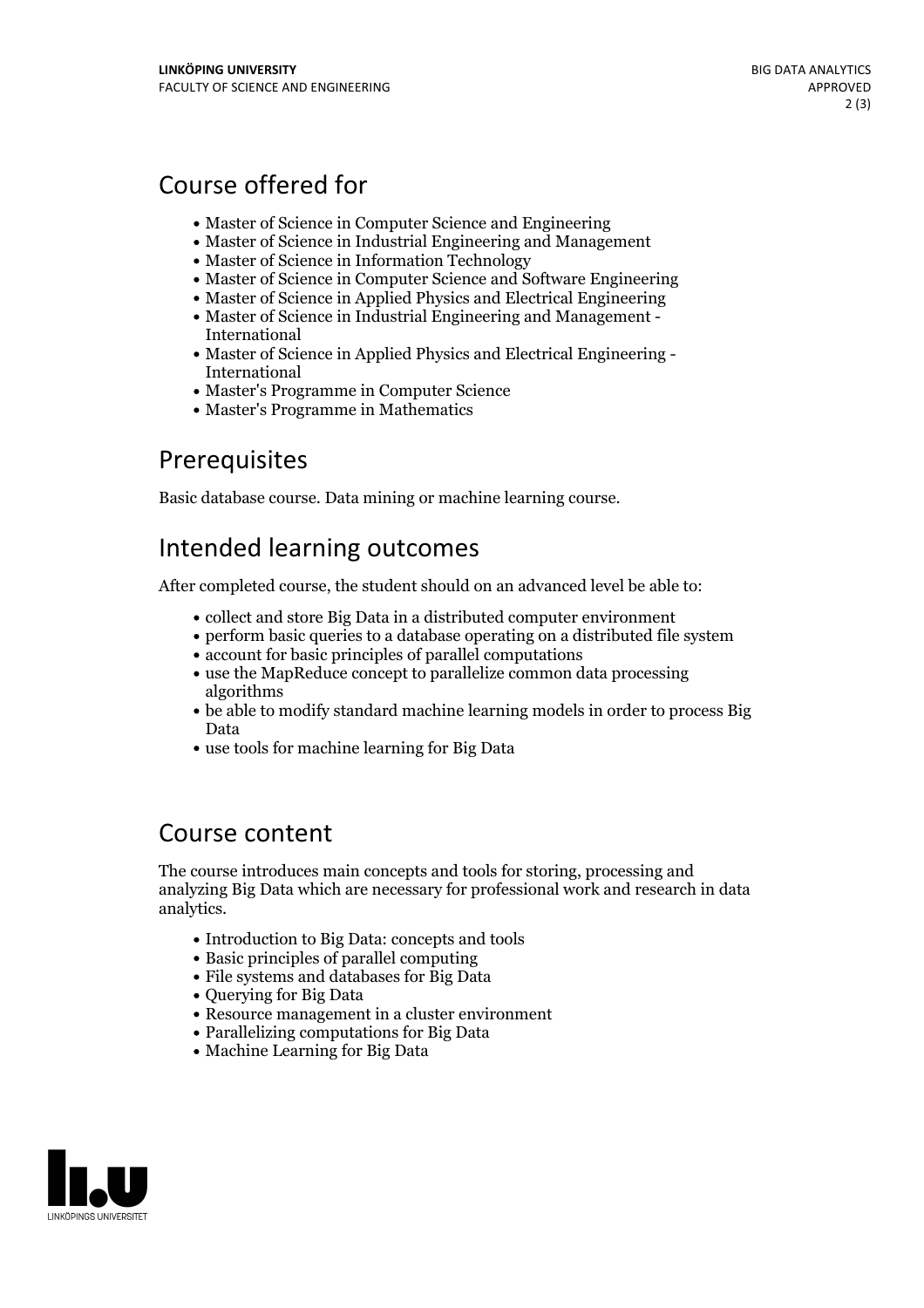## Course offered for

- Master of Science in Computer Science and Engineering
- Master of Science in Industrial Engineering and Management
- Master of Science in Information Technology
- Master of Science in Computer Science and Software Engineering
- Master of Science in Applied Physics and Electrical Engineering
- Master of Science in Industrial Engineering and Management - International
- Master of Science in Applied Physics and Electrical Engineering - International
- Master's Programme in Computer Science
- Master's Programme in Mathematics

## Prerequisites

Basic database course. Data mining or machine learning course.

## Intended learning outcomes

After completed course, the student should on an advanced level be able to:

- collect and store Big Data in a distributed computer environment
- perform basic queries to a database operating on a distributed file system
- account for basic principles of parallel computations
- use the MapReduce concept to parallelize common data processing algorithms
- be able to modify standard machine learning models in order to process Big Data
- use tools for machine learning for Big Data

## Course content

The course introduces main concepts and tools for storing, processing and analyzing Big Data which are necessary for professional work and research in data analytics.

- Introduction to Big Data: concepts and tools
- Basic principles of parallel computing
- File systems and databases for Big Data
- Querying for Big Data
- Resource management in a cluster environment
- Parallelizing computations for Big Data
- Machine Learning for Big Data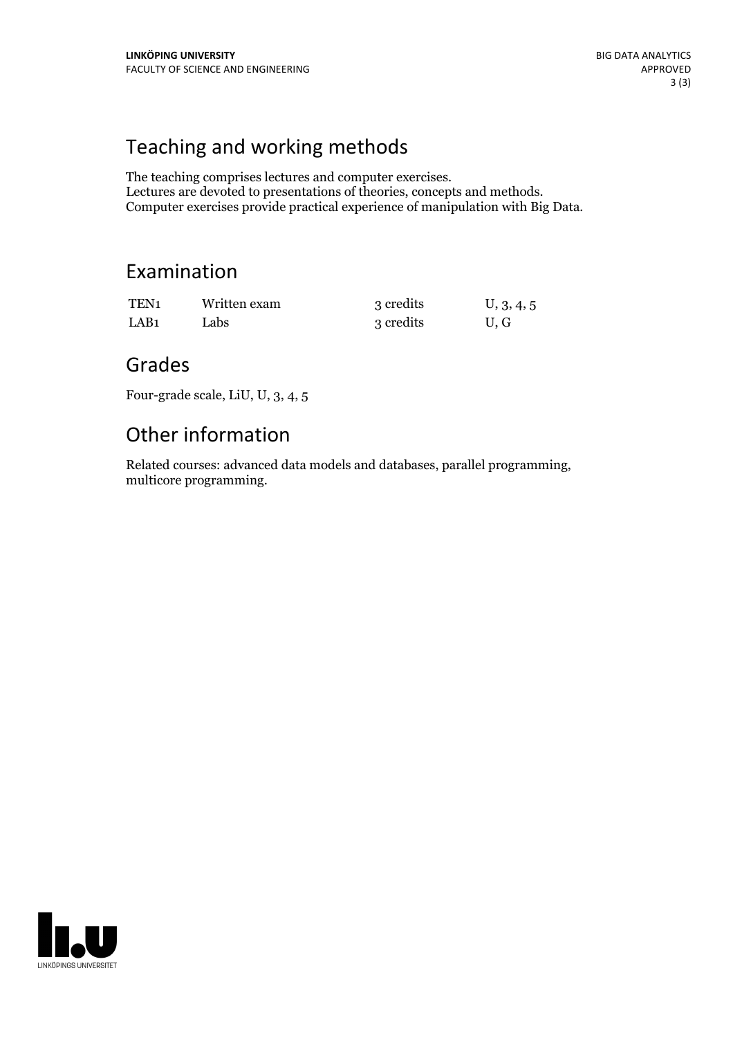## Teaching and working methods

The teaching comprises lectures and computer exercises.
Lectures are devoted to presentations of theories, concepts and methods.
Computer exercises provide practical experience of manipulation with Big Data.

## Examination

| | | | |
|---|---|---|---|
| TEN1 | Written exam | 3 credits | U, 3, 4, 5 |
| LAB1 | Labs | 3 credits | U, G |

## Grades

Four-grade scale, LiU, U, 3, 4, 5

## Other information

Related courses: advanced data models and databases, parallel programming, multicore programming.